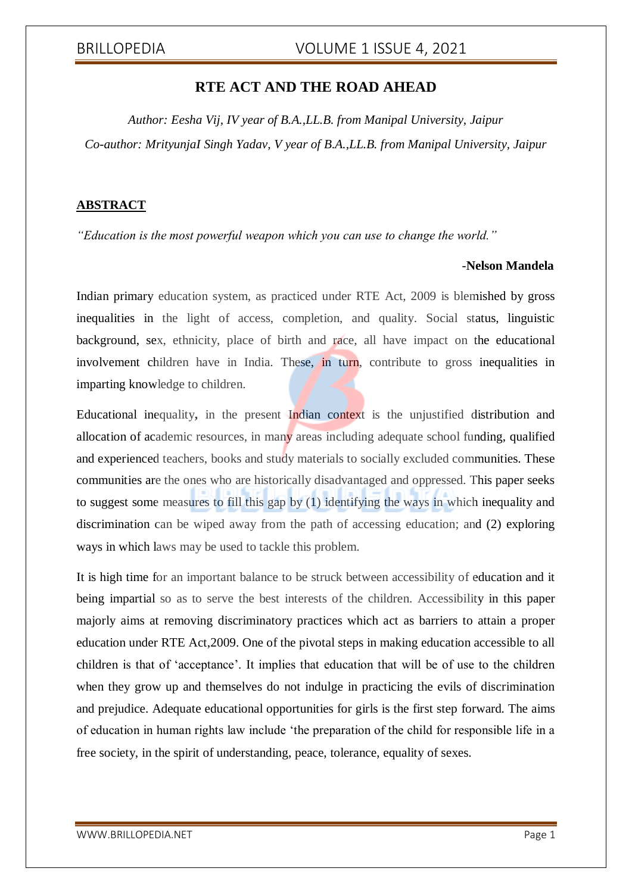# RTE ACT AND THE ROAD AHEAD

*Author: Eesha Vij, IV year of B.A.,LL.B. from Manipal University, Jaipur*

*Co-author: MrityunjaI Singh Yadav, V year of B.A.,LL.B. from Manipal University, Jaipur*

## ABSTRACT

*"Education is the most powerful weapon which you can use to change the world."*

**-Nelson Mandela**

Indian primary education system, as practiced under RTE Act, 2009 is blemished by gross inequalities in the light of access, completion, and quality. Social status, linguistic background, sex, ethnicity, place of birth and race, all have impact on the educational involvement children have in India. These, in turn, contribute to gross inequalities in imparting knowledge to children.

Educational inequality, in the present Indian context is the unjustified distribution and allocation of academic resources, in many areas including adequate school funding, qualified and experienced teachers, books and study materials to socially excluded communities. These communities are the ones who are historically disadvantaged and oppressed. This paper seeks to suggest some measures to fill this gap by (1) identifying the ways in which inequality and discrimination can be wiped away from the path of accessing education; and (2) exploring ways in which laws may be used to tackle this problem.

It is high time for an important balance to be struck between accessibility of education and it being impartial so as to serve the best interests of the children. Accessibility in this paper majorly aims at removing discriminatory practices which act as barriers to attain a proper education under RTE Act,2009. One of the pivotal steps in making education accessible to all children is that of 'acceptance'. It implies that education that will be of use to the children when they grow up and themselves do not indulge in practicing the evils of discrimination and prejudice. Adequate educational opportunities for girls is the first step forward. The aims of education in human rights law include 'the preparation of the child for responsible life in a free society, in the spirit of understanding, peace, tolerance, equality of sexes.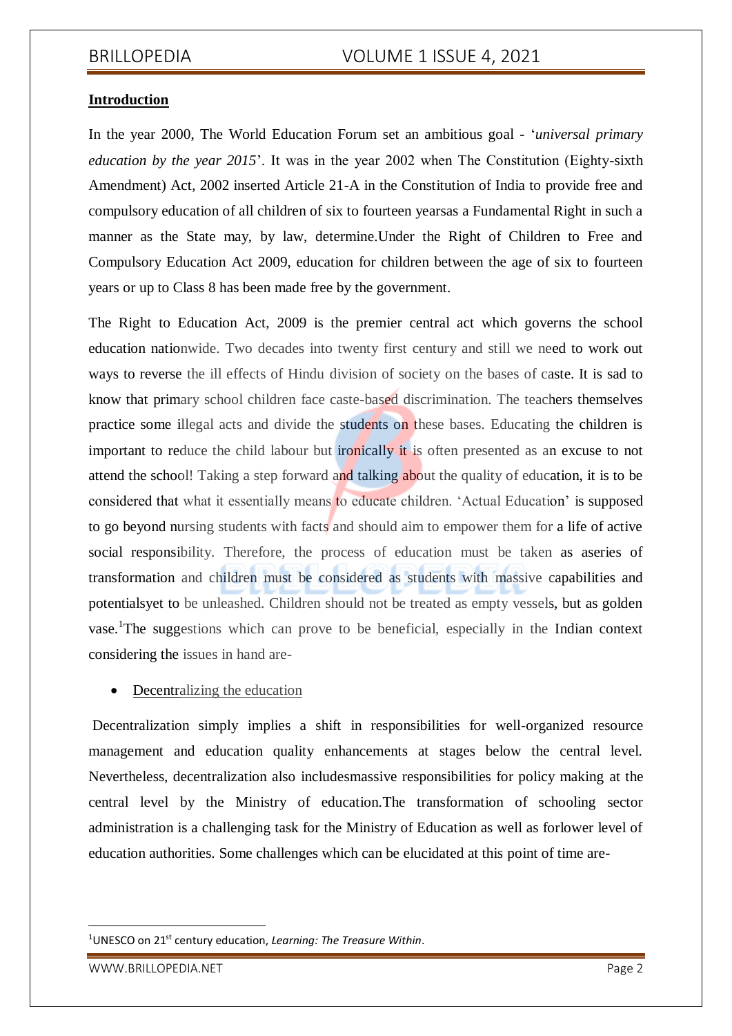## Introduction

In the year 2000, The World Education Forum set an ambitious goal - '*universal primary education by the year 2015*'. It was in the year 2002 when The Constitution (Eighty-sixth Amendment) Act, 2002 inserted Article 21-A in the Constitution of India to provide free and compulsory education of all children of six to fourteen yearsas a Fundamental Right in such a manner as the State may, by law, determine.Under the Right of Children to Free and Compulsory Education Act 2009, education for children between the age of six to fourteen years or up to Class 8 has been made free by the government.

The Right to Education Act, 2009 is the premier central act which governs the school education nationwide. Two decades into twenty first century and still we need to work out ways to reverse the ill effects of Hindu division of society on the bases of caste. It is sad to know that primary school children face caste-based discrimination. The teachers themselves practice some illegal acts and divide the students on these bases. Educating the children is important to reduce the child labour but ironically it is often presented as an excuse to not attend the school! Taking a step forward and talking about the quality of education, it is to be considered that what it essentially means to educate children. 'Actual Education' is supposed to go beyond nursing students with facts and should aim to empower them for a life of active social responsibility. Therefore, the process of education must be taken as aseries of transformation and children must be considered as students with massive capabilities and potentialsyet to be unleashed. Children should not be treated as empty vessels, but as golden vase.[1]The suggestions which can prove to be beneficial, especially in the Indian context considering the issues in hand are-

- Decentralizing the education

Decentralization simply implies a shift in responsibilities for well-organized resource management and education quality enhancements at stages below the central level. Nevertheless, decentralization also includesmassive responsibilities for policy making at the central level by the Ministry of education.The transformation of schooling sector administration is a challenging task for the Ministry of Education as well as forlower level of education authorities. Some challenges which can be elucidated at this point of time are-

---

[1]UNESCO on 21st century education, *Learning: The Treasure Within*.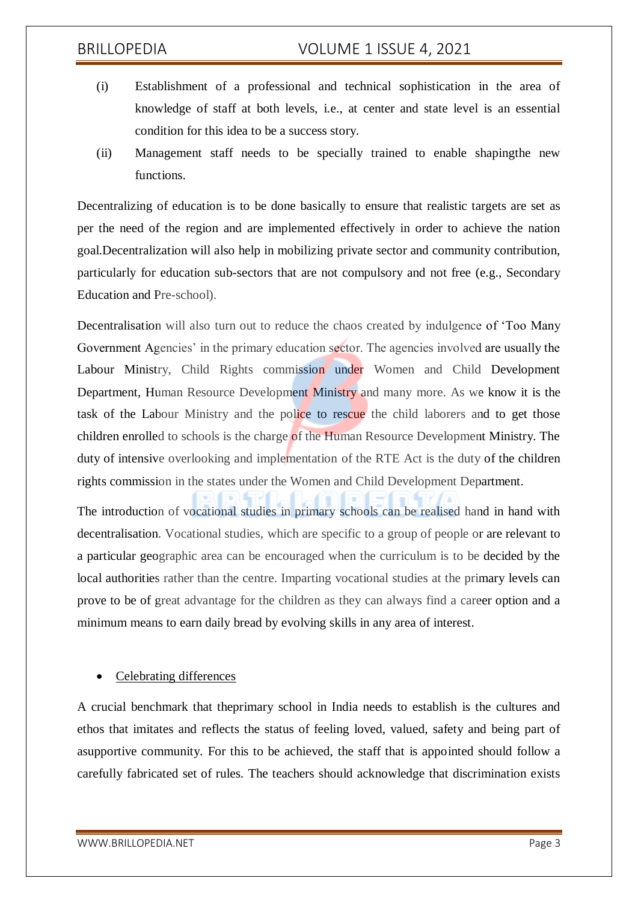(i) Establishment of a professional and technical sophistication in the area of knowledge of staff at both levels, i.e., at center and state level is an essential condition for this idea to be a success story.

(ii) Management staff needs to be specially trained to enable shapingthe new functions.

Decentralizing of education is to be done basically to ensure that realistic targets are set as per the need of the region and are implemented effectively in order to achieve the nation goal.Decentralization will also help in mobilizing private sector and community contribution, particularly for education sub-sectors that are not compulsory and not free (e.g., Secondary Education and Pre-school).

Decentralisation will also turn out to reduce the chaos created by indulgence of 'Too Many Government Agencies' in the primary education sector. The agencies involved are usually the Labour Ministry, Child Rights commission under Women and Child Development Department, Human Resource Development Ministry and many more. As we know it is the task of the Labour Ministry and the police to rescue the child laborers and to get those children enrolled to schools is the charge of the Human Resource Development Ministry. The duty of intensive overlooking and implementation of the RTE Act is the duty of the children rights commission in the states under the Women and Child Development Department.

The introduction of vocational studies in primary schools can be realised hand in hand with decentralisation. Vocational studies, which are specific to a group of people or are relevant to a particular geographic area can be encouraged when the curriculum is to be decided by the local authorities rather than the centre. Imparting vocational studies at the primary levels can prove to be of great advantage for the children as they can always find a career option and a minimum means to earn daily bread by evolving skills in any area of interest.

- Celebrating differences

A crucial benchmark that theprimary school in India needs to establish is the cultures and ethos that imitates and reflects the status of feeling loved, valued, safety and being part of asupportive community. For this to be achieved, the staff that is appointed should follow a carefully fabricated set of rules. The teachers should acknowledge that discrimination exists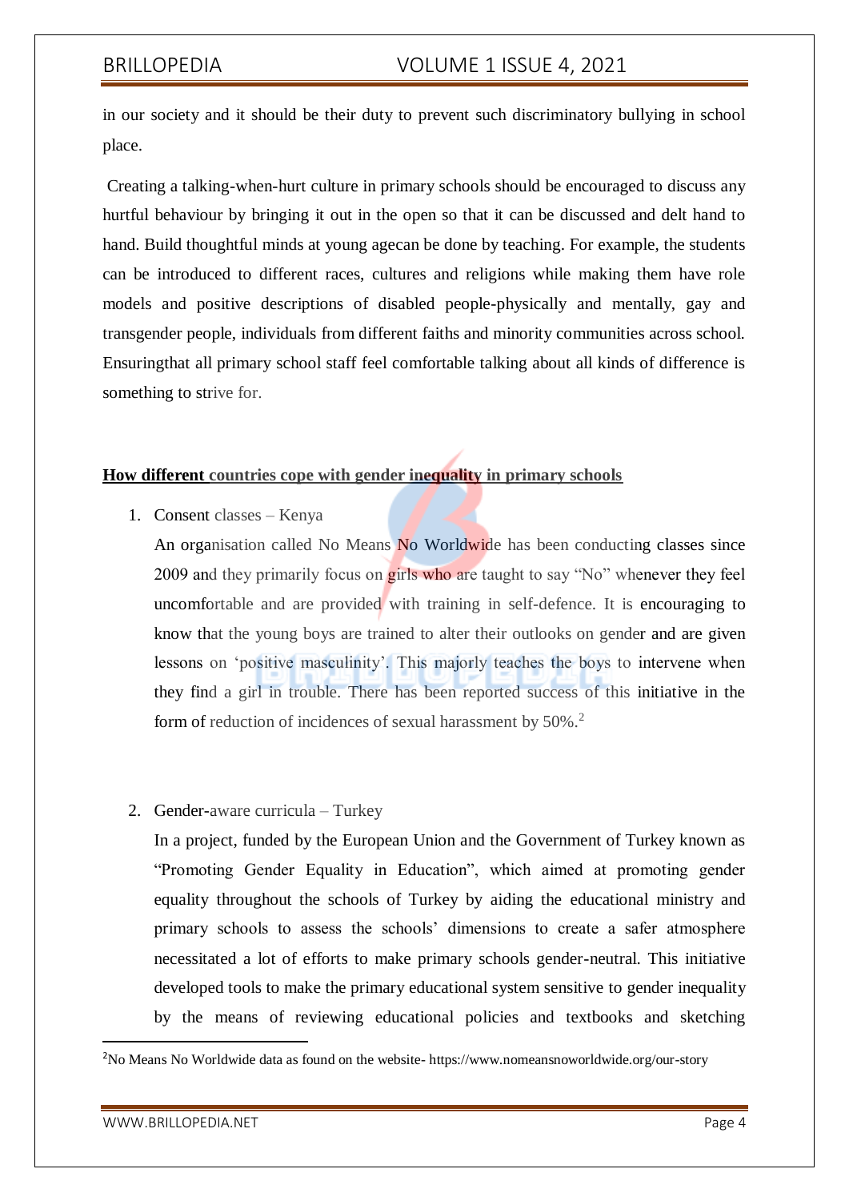in our society and it should be their duty to prevent such discriminatory bullying in school place.

Creating a talking-when-hurt culture in primary schools should be encouraged to discuss any hurtful behaviour by bringing it out in the open so that it can be discussed and delt hand to hand. Build thoughtful minds at young agecan be done by teaching. For example, the students can be introduced to different races, cultures and religions while making them have role models and positive descriptions of disabled people-physically and mentally, gay and transgender people, individuals from different faiths and minority communities across school. Ensuringthat all primary school staff feel comfortable talking about all kinds of difference is something to strive for.

**How different countries cope with gender inequality in primary schools**

1. Consent classes – Kenya

   An organisation called No Means No Worldwide has been conducting classes since 2009 and they primarily focus on girls who are taught to say "No" whenever they feel uncomfortable and are provided with training in self-defence. It is encouraging to know that the young boys are trained to alter their outlooks on gender and are given lessons on 'positive masculinity'. This majorly teaches the boys to intervene when they find a girl in trouble. There has been reported success of this initiative in the form of reduction of incidences of sexual harassment by 50%.[2]

2. Gender-aware curricula – Turkey

   In a project, funded by the European Union and the Government of Turkey known as "Promoting Gender Equality in Education", which aimed at promoting gender equality throughout the schools of Turkey by aiding the educational ministry and primary schools to assess the schools' dimensions to create a safer atmosphere necessitated a lot of efforts to make primary schools gender-neutral. This initiative developed tools to make the primary educational system sensitive to gender inequality by the means of reviewing educational policies and textbooks and sketching

[2]No Means No Worldwide data as found on the website- https://www.nomeansnoworldwide.org/our-story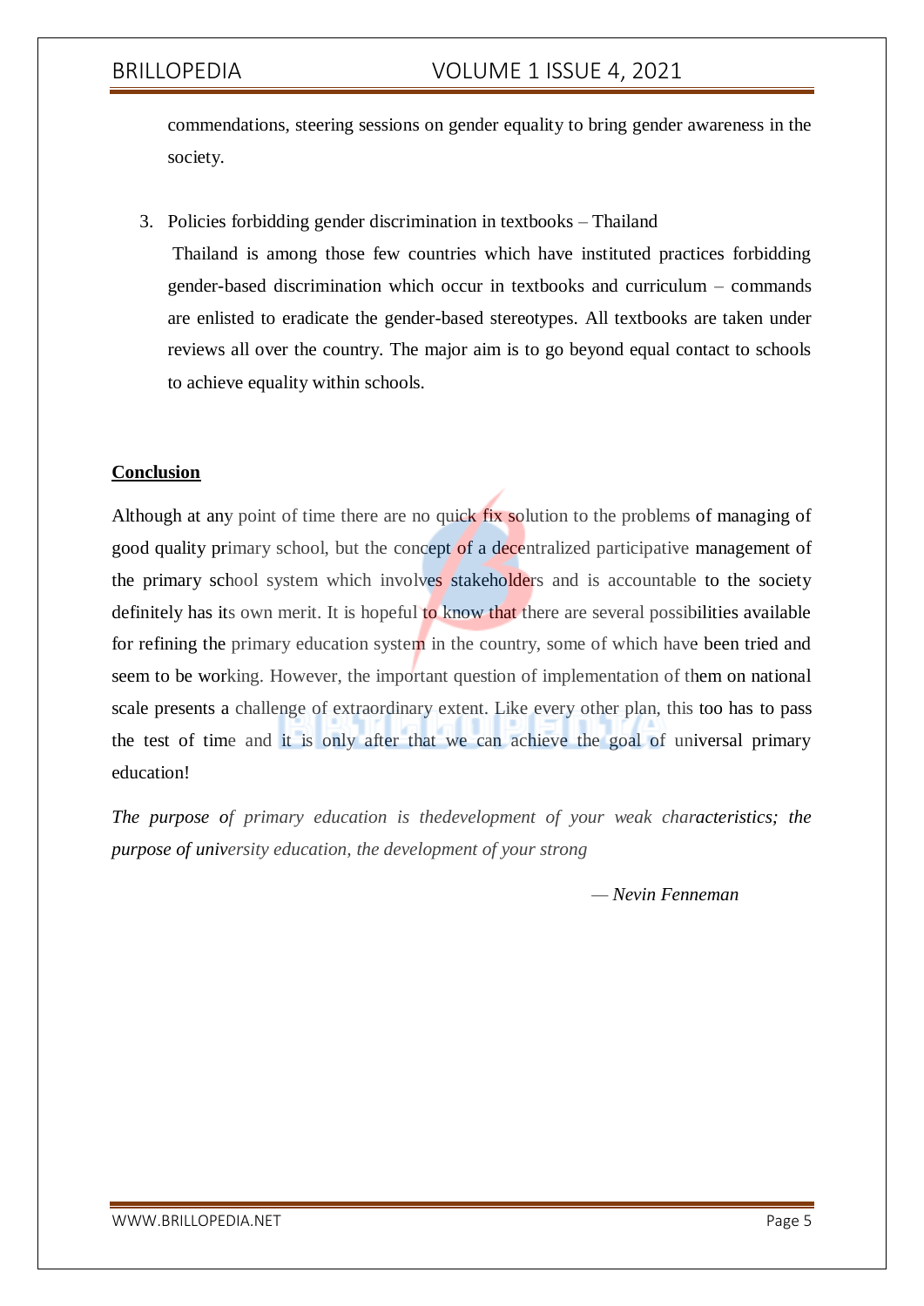commendations, steering sessions on gender equality to bring gender awareness in the society.

3. Policies forbidding gender discrimination in textbooks – Thailand
   Thailand is among those few countries which have instituted practices forbidding gender-based discrimination which occur in textbooks and curriculum – commands are enlisted to eradicate the gender-based stereotypes. All textbooks are taken under reviews all over the country. The major aim is to go beyond equal contact to schools to achieve equality within schools.

## **Conclusion**

Although at any point of time there are no quick fix solution to the problems of managing of good quality primary school, but the concept of a decentralized participative management of the primary school system which involves stakeholders and is accountable to the society definitely has its own merit. It is hopeful to know that there are several possibilities available for refining the primary education system in the country, some of which have been tried and seem to be working. However, the important question of implementation of them on national scale presents a challenge of extraordinary extent. Like every other plan, this too has to pass the test of time and it is only after that we can achieve the goal of universal primary education!

*The purpose of primary education is thedevelopment of your weak characteristics; the purpose of university education, the development of your strong*

— *Nevin Fenneman*